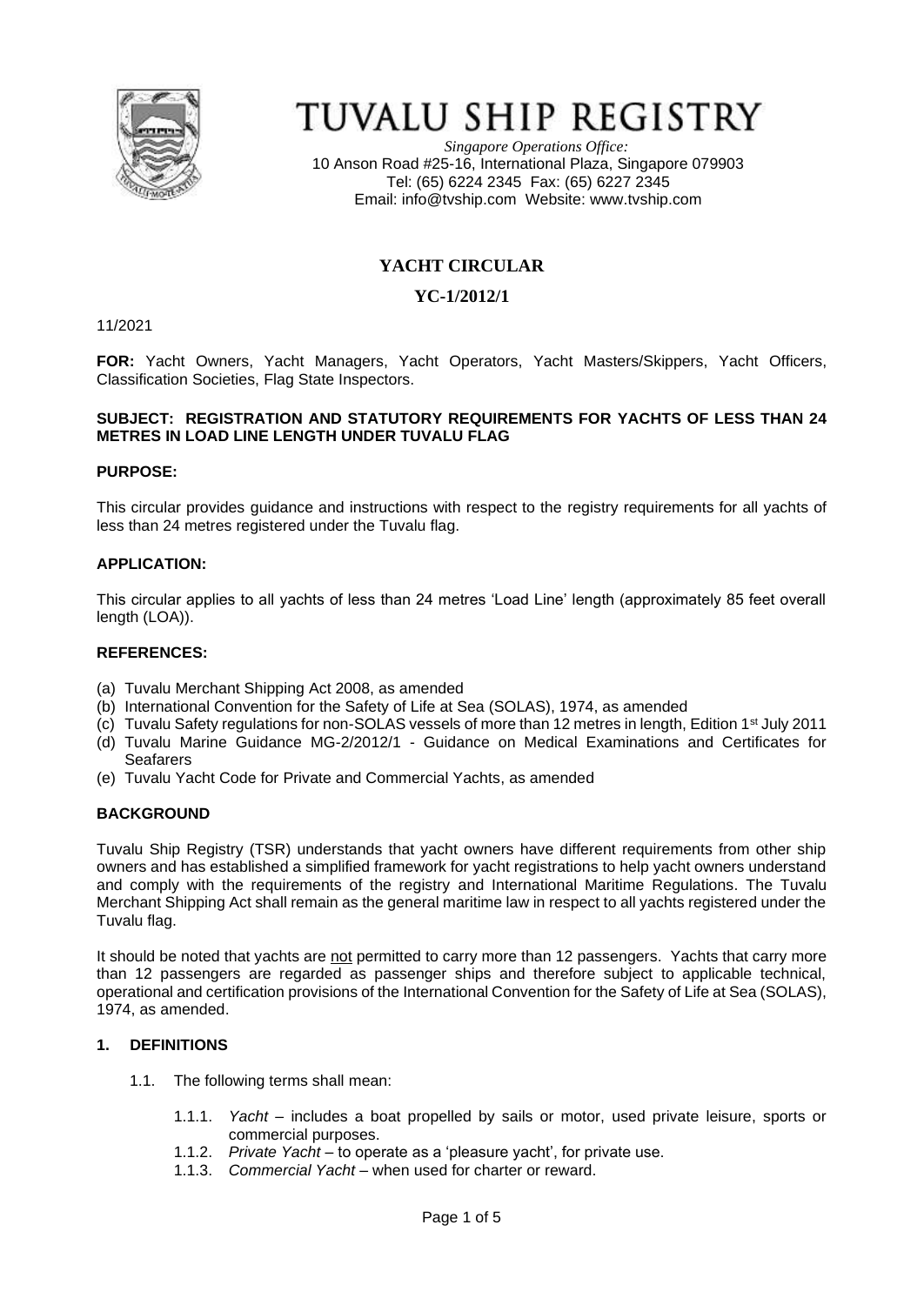# TUVALU SHIP REGISTRY

*Singapore Operations Office:*
10 Anson Road #25-16, International Plaza, Singapore 079903
Tel: (65) 6224 2345 Fax: (65) 6227 2345
Email: info@tvship.com Website: www.tvship.com

## YACHT CIRCULAR

## YC-1/2012/1

11/2021

**FOR:** Yacht Owners, Yacht Managers, Yacht Operators, Yacht Masters/Skippers, Yacht Officers, Classification Societies, Flag State Inspectors.

**SUBJECT: REGISTRATION AND STATUTORY REQUIREMENTS FOR YACHTS OF LESS THAN 24 METRES IN LOAD LINE LENGTH UNDER TUVALU FLAG**

**PURPOSE:**

This circular provides guidance and instructions with respect to the registry requirements for all yachts of less than 24 metres registered under the Tuvalu flag.

**APPLICATION:**

This circular applies to all yachts of less than 24 metres 'Load Line' length (approximately 85 feet overall length (LOA)).

**REFERENCES:**

(a) Tuvalu Merchant Shipping Act 2008, as amended
(b) International Convention for the Safety of Life at Sea (SOLAS), 1974, as amended
(c) Tuvalu Safety regulations for non-SOLAS vessels of more than 12 metres in length, Edition 1st July 2011
(d) Tuvalu Marine Guidance MG-2/2012/1 - Guidance on Medical Examinations and Certificates for Seafarers
(e) Tuvalu Yacht Code for Private and Commercial Yachts, as amended

**BACKGROUND**

Tuvalu Ship Registry (TSR) understands that yacht owners have different requirements from other ship owners and has established a simplified framework for yacht registrations to help yacht owners understand and comply with the requirements of the registry and International Maritime Regulations. The Tuvalu Merchant Shipping Act shall remain as the general maritime law in respect to all yachts registered under the Tuvalu flag.

It should be noted that yachts are not permitted to carry more than 12 passengers. Yachts that carry more than 12 passengers are regarded as passenger ships and therefore subject to applicable technical, operational and certification provisions of the International Convention for the Safety of Life at Sea (SOLAS), 1974, as amended.

**1. DEFINITIONS**

1.1. The following terms shall mean:

1.1.1. *Yacht* – includes a boat propelled by sails or motor, used private leisure, sports or commercial purposes.
1.1.2. *Private Yacht* – to operate as a 'pleasure yacht', for private use.
1.1.3. *Commercial Yacht* – when used for charter or reward.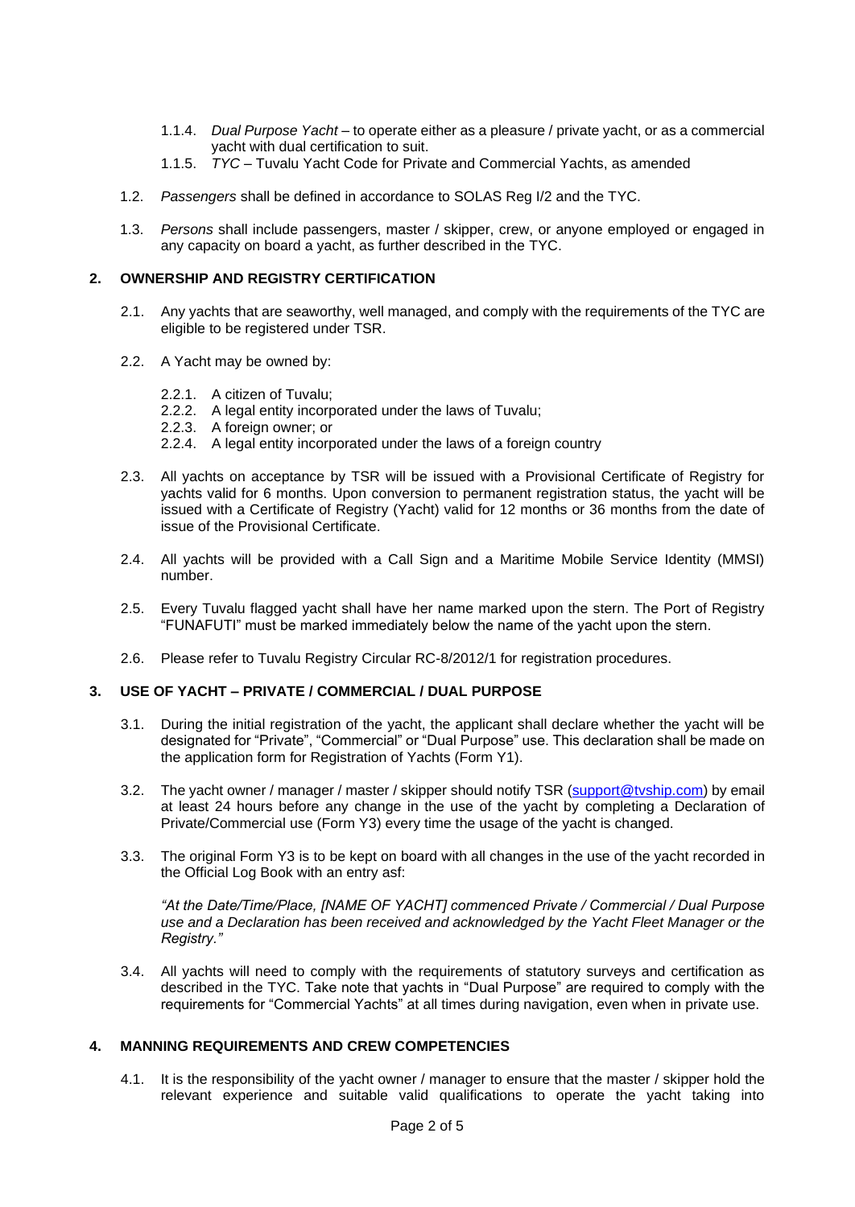1.1.4. *Dual Purpose Yacht* – to operate either as a pleasure / private yacht, or as a commercial yacht with dual certification to suit.
   1.1.5. *TYC* – Tuvalu Yacht Code for Private and Commercial Yachts, as amended

1.2. *Passengers* shall be defined in accordance to SOLAS Reg I/2 and the TYC.

1.3. *Persons* shall include passengers, master / skipper, crew, or anyone employed or engaged in any capacity on board a yacht, as further described in the TYC.

## 2. OWNERSHIP AND REGISTRY CERTIFICATION

2.1. Any yachts that are seaworthy, well managed, and comply with the requirements of the TYC are eligible to be registered under TSR.

2.2. A Yacht may be owned by:

   2.2.1. A citizen of Tuvalu;
   2.2.2. A legal entity incorporated under the laws of Tuvalu;
   2.2.3. A foreign owner; or
   2.2.4. A legal entity incorporated under the laws of a foreign country

2.3. All yachts on acceptance by TSR will be issued with a Provisional Certificate of Registry for yachts valid for 6 months. Upon conversion to permanent registration status, the yacht will be issued with a Certificate of Registry (Yacht) valid for 12 months or 36 months from the date of issue of the Provisional Certificate.

2.4. All yachts will be provided with a Call Sign and a Maritime Mobile Service Identity (MMSI) number.

2.5. Every Tuvalu flagged yacht shall have her name marked upon the stern. The Port of Registry "FUNAFUTI" must be marked immediately below the name of the yacht upon the stern.

2.6. Please refer to Tuvalu Registry Circular RC-8/2012/1 for registration procedures.

## 3. USE OF YACHT – PRIVATE / COMMERCIAL / DUAL PURPOSE

3.1. During the initial registration of the yacht, the applicant shall declare whether the yacht will be designated for "Private", "Commercial" or "Dual Purpose" use. This declaration shall be made on the application form for Registration of Yachts (Form Y1).

3.2. The yacht owner / manager / master / skipper should notify TSR (support@tvship.com) by email at least 24 hours before any change in the use of the yacht by completing a Declaration of Private/Commercial use (Form Y3) every time the usage of the yacht is changed.

3.3. The original Form Y3 is to be kept on board with all changes in the use of the yacht recorded in the Official Log Book with an entry asf:

*"At the Date/Time/Place, [NAME OF YACHT] commenced Private / Commercial / Dual Purpose use and a Declaration has been received and acknowledged by the Yacht Fleet Manager or the Registry."*

3.4. All yachts will need to comply with the requirements of statutory surveys and certification as described in the TYC. Take note that yachts in "Dual Purpose" are required to comply with the requirements for "Commercial Yachts" at all times during navigation, even when in private use.

## 4. MANNING REQUIREMENTS AND CREW COMPETENCIES

4.1. It is the responsibility of the yacht owner / manager to ensure that the master / skipper hold the relevant experience and suitable valid qualifications to operate the yacht taking into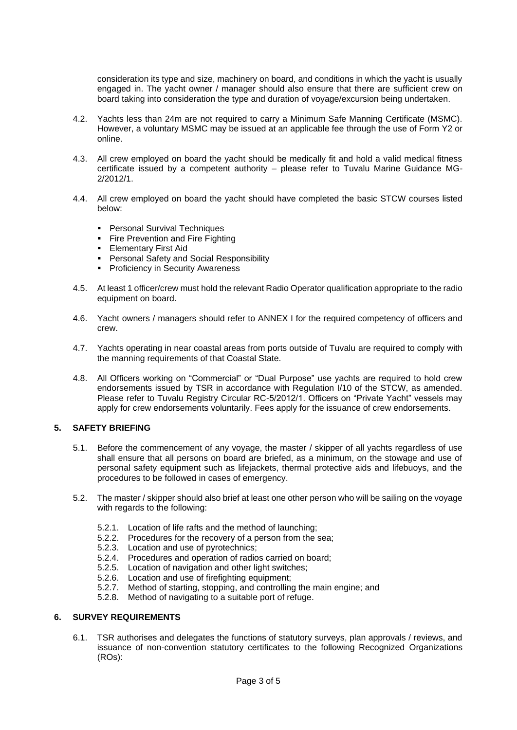consideration its type and size, machinery on board, and conditions in which the yacht is usually engaged in. The yacht owner / manager should also ensure that there are sufficient crew on board taking into consideration the type and duration of voyage/excursion being undertaken.

4.2. Yachts less than 24m are not required to carry a Minimum Safe Manning Certificate (MSMC). However, a voluntary MSMC may be issued at an applicable fee through the use of Form Y2 or online.

4.3. All crew employed on board the yacht should be medically fit and hold a valid medical fitness certificate issued by a competent authority – please refer to Tuvalu Marine Guidance MG-2/2012/1.

4.4. All crew employed on board the yacht should have completed the basic STCW courses listed below:

- Personal Survival Techniques
- Fire Prevention and Fire Fighting
- Elementary First Aid
- Personal Safety and Social Responsibility
- Proficiency in Security Awareness

4.5. At least 1 officer/crew must hold the relevant Radio Operator qualification appropriate to the radio equipment on board.

4.6. Yacht owners / managers should refer to ANNEX I for the required competency of officers and crew.

4.7. Yachts operating in near coastal areas from ports outside of Tuvalu are required to comply with the manning requirements of that Coastal State.

4.8. All Officers working on "Commercial" or "Dual Purpose" use yachts are required to hold crew endorsements issued by TSR in accordance with Regulation I/10 of the STCW, as amended. Please refer to Tuvalu Registry Circular RC-5/2012/1. Officers on "Private Yacht" vessels may apply for crew endorsements voluntarily. Fees apply for the issuance of crew endorsements.

## 5. SAFETY BRIEFING

5.1. Before the commencement of any voyage, the master / skipper of all yachts regardless of use shall ensure that all persons on board are briefed, as a minimum, on the stowage and use of personal safety equipment such as lifejackets, thermal protective aids and lifebuoys, and the procedures to be followed in cases of emergency.

5.2. The master / skipper should also brief at least one other person who will be sailing on the voyage with regards to the following:

5.2.1. Location of life rafts and the method of launching;
5.2.2. Procedures for the recovery of a person from the sea;
5.2.3. Location and use of pyrotechnics;
5.2.4. Procedures and operation of radios carried on board;
5.2.5. Location of navigation and other light switches;
5.2.6. Location and use of firefighting equipment;
5.2.7. Method of starting, stopping, and controlling the main engine; and
5.2.8. Method of navigating to a suitable port of refuge.

## 6. SURVEY REQUIREMENTS

6.1. TSR authorises and delegates the functions of statutory surveys, plan approvals / reviews, and issuance of non-convention statutory certificates to the following Recognized Organizations (ROs):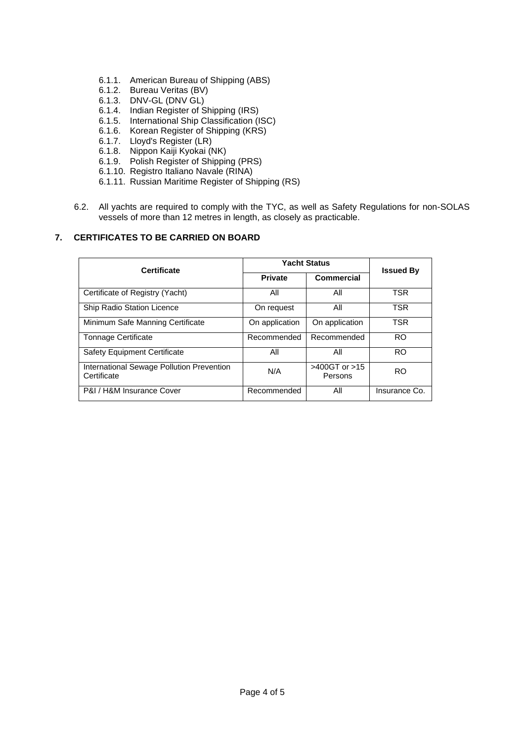6.1.1. American Bureau of Shipping (ABS)
6.1.2. Bureau Veritas (BV)
6.1.3. DNV-GL (DNV GL)
6.1.4. Indian Register of Shipping (IRS)
6.1.5. International Ship Classification (ISC)
6.1.6. Korean Register of Shipping (KRS)
6.1.7. Lloyd's Register (LR)
6.1.8. Nippon Kaiji Kyokai (NK)
6.1.9. Polish Register of Shipping (PRS)
6.1.10. Registro Italiano Navale (RINA)
6.1.11. Russian Maritime Register of Shipping (RS)

6.2. All yachts are required to comply with the TYC, as well as Safety Regulations for non-SOLAS vessels of more than 12 metres in length, as closely as practicable.

## 7. CERTIFICATES TO BE CARRIED ON BOARD

| Certificate | Yacht Status | | Issued By |
|---|---|---|---|
| | **Private** | **Commercial** | |
| Certificate of Registry (Yacht) | All | All | TSR |
| Ship Radio Station Licence | On request | All | TSR |
| Minimum Safe Manning Certificate | On application | On application | TSR |
| Tonnage Certificate | Recommended | Recommended | RO |
| Safety Equipment Certificate | All | All | RO |
| International Sewage Pollution Prevention Certificate | N/A | >400GT or >15 Persons | RO |
| P&I / H&M Insurance Cover | Recommended | All | Insurance Co. |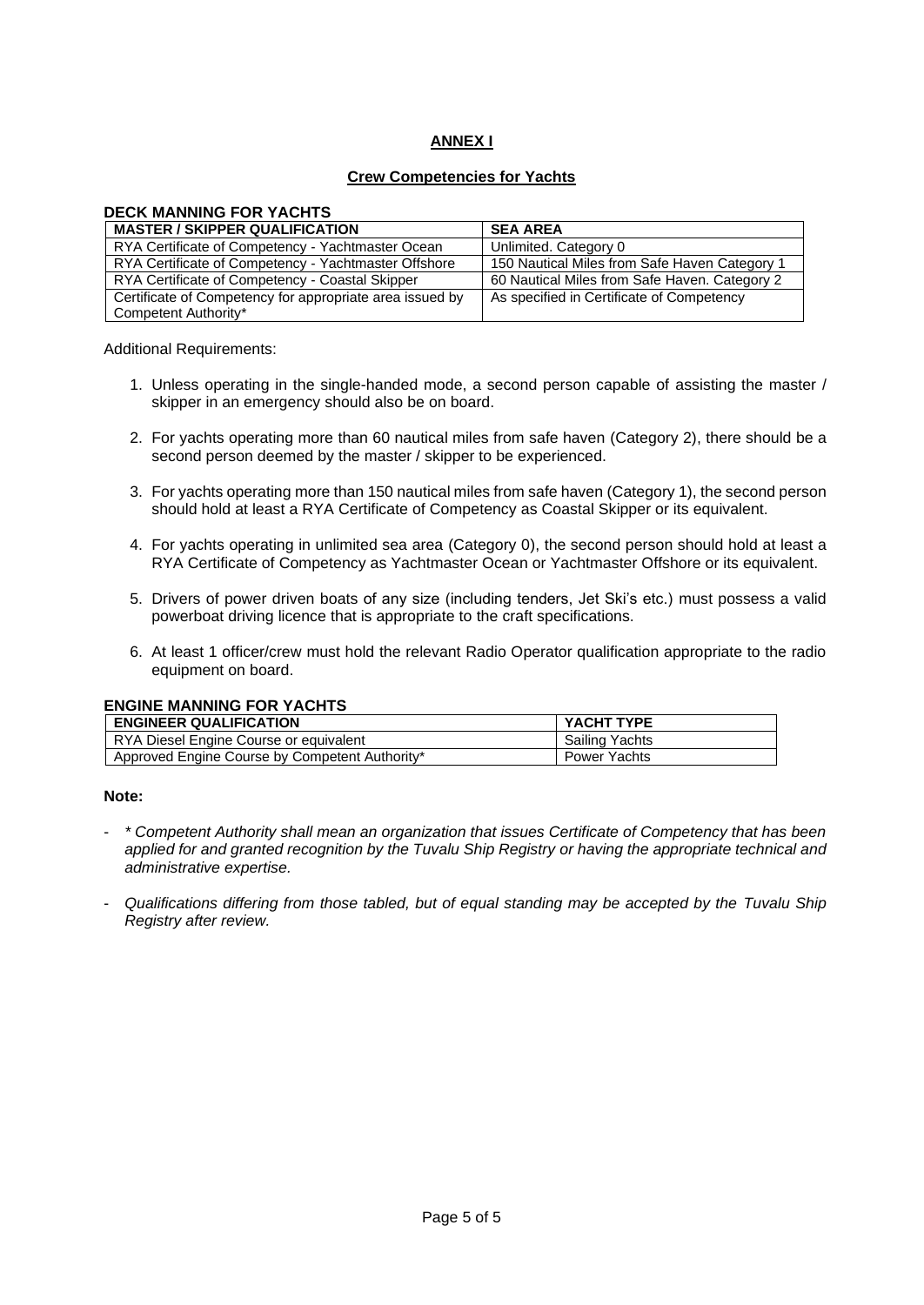# ANNEX I

## Crew Competencies for Yachts

### DECK MANNING FOR YACHTS

| MASTER / SKIPPER QUALIFICATION | SEA AREA |
| --- | --- |
| RYA Certificate of Competency - Yachtmaster Ocean | Unlimited. Category 0 |
| RYA Certificate of Competency - Yachtmaster Offshore | 150 Nautical Miles from Safe Haven Category 1 |
| RYA Certificate of Competency - Coastal Skipper | 60 Nautical Miles from Safe Haven. Category 2 |
| Certificate of Competency for appropriate area issued by Competent Authority* | As specified in Certificate of Competency |

Additional Requirements:

1. Unless operating in the single-handed mode, a second person capable of assisting the master / skipper in an emergency should also be on board.

2. For yachts operating more than 60 nautical miles from safe haven (Category 2), there should be a second person deemed by the master / skipper to be experienced.

3. For yachts operating more than 150 nautical miles from safe haven (Category 1), the second person should hold at least a RYA Certificate of Competency as Coastal Skipper or its equivalent.

4. For yachts operating in unlimited sea area (Category 0), the second person should hold at least a RYA Certificate of Competency as Yachtmaster Ocean or Yachtmaster Offshore or its equivalent.

5. Drivers of power driven boats of any size (including tenders, Jet Ski's etc.) must possess a valid powerboat driving licence that is appropriate to the craft specifications.

6. At least 1 officer/crew must hold the relevant Radio Operator qualification appropriate to the radio equipment on board.

### ENGINE MANNING FOR YACHTS

| ENGINEER QUALIFICATION | YACHT TYPE |
| --- | --- |
| RYA Diesel Engine Course or equivalent | Sailing Yachts |
| Approved Engine Course by Competent Authority* | Power Yachts |

**Note:**

- *\* Competent Authority shall mean an organization that issues Certificate of Competency that has been applied for and granted recognition by the Tuvalu Ship Registry or having the appropriate technical and administrative expertise.*

- *Qualifications differing from those tabled, but of equal standing may be accepted by the Tuvalu Ship Registry after review.*